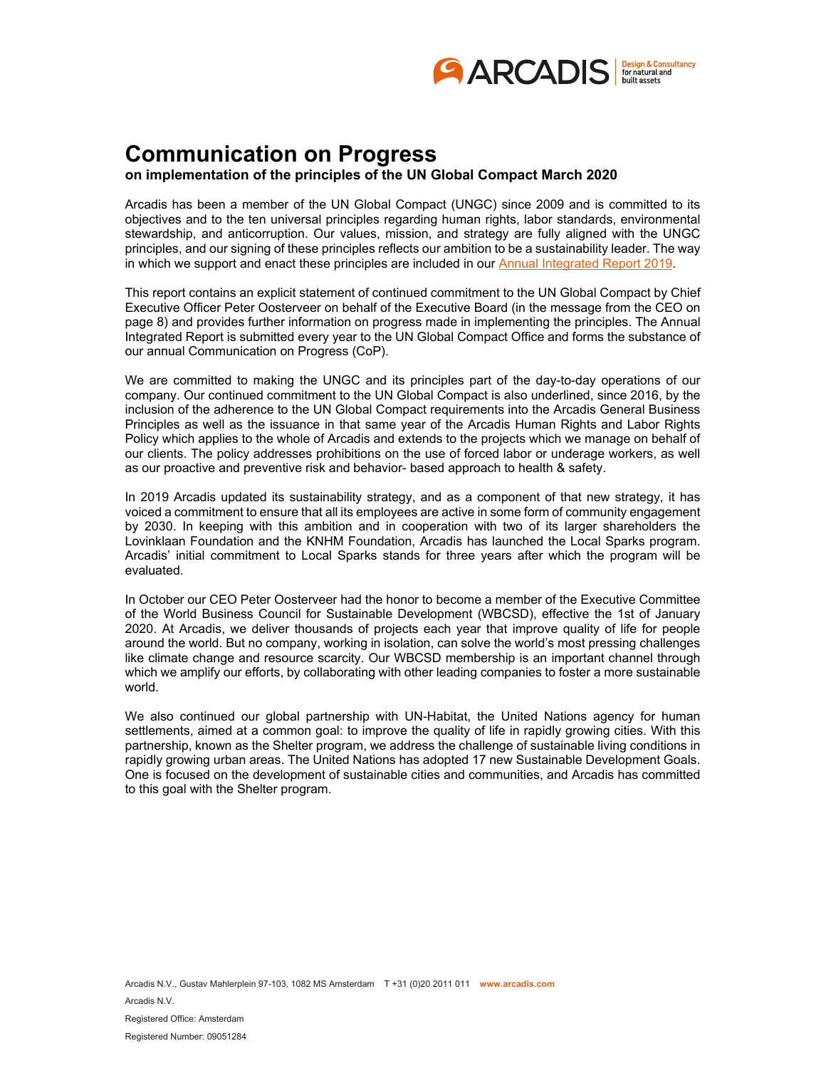# Communication on Progress

**on implementation of the principles of the UN Global Compact March 2020**

Arcadis has been a member of the UN Global Compact (UNGC) since 2009 and is committed to its objectives and to the ten universal principles regarding human rights, labor standards, environmental stewardship, and anticorruption. Our values, mission, and strategy are fully aligned with the UNGC principles, and our signing of these principles reflects our ambition to be a sustainability leader. The way in which we support and enact these principles are included in our Annual Integrated Report 2019.

This report contains an explicit statement of continued commitment to the UN Global Compact by Chief Executive Officer Peter Oosterveer on behalf of the Executive Board (in the message from the CEO on page 8) and provides further information on progress made in implementing the principles. The Annual Integrated Report is submitted every year to the UN Global Compact Office and forms the substance of our annual Communication on Progress (CoP).

We are committed to making the UNGC and its principles part of the day-to-day operations of our company. Our continued commitment to the UN Global Compact is also underlined, since 2016, by the inclusion of the adherence to the UN Global Compact requirements into the Arcadis General Business Principles as well as the issuance in that same year of the Arcadis Human Rights and Labor Rights Policy which applies to the whole of Arcadis and extends to the projects which we manage on behalf of our clients. The policy addresses prohibitions on the use of forced labor or underage workers, as well as our proactive and preventive risk and behavior- based approach to health & safety.

In 2019 Arcadis updated its sustainability strategy, and as a component of that new strategy, it has voiced a commitment to ensure that all its employees are active in some form of community engagement by 2030. In keeping with this ambition and in cooperation with two of its larger shareholders the Lovinklaan Foundation and the KNHM Foundation, Arcadis has launched the Local Sparks program. Arcadis' initial commitment to Local Sparks stands for three years after which the program will be evaluated.

In October our CEO Peter Oosterveer had the honor to become a member of the Executive Committee of the World Business Council for Sustainable Development (WBCSD), effective the 1st of January 2020. At Arcadis, we deliver thousands of projects each year that improve quality of life for people around the world. But no company, working in isolation, can solve the world's most pressing challenges like climate change and resource scarcity. Our WBCSD membership is an important channel through which we amplify our efforts, by collaborating with other leading companies to foster a more sustainable world.

We also continued our global partnership with UN-Habitat, the United Nations agency for human settlements, aimed at a common goal: to improve the quality of life in rapidly growing cities. With this partnership, known as the Shelter program, we address the challenge of sustainable living conditions in rapidly growing urban areas. The United Nations has adopted 17 new Sustainable Development Goals. One is focused on the development of sustainable cities and communities, and Arcadis has committed to this goal with the Shelter program.

Arcadis N.V., Gustav Mahlerplein 97-103, 1082 MS Amsterdam T +31 (0)20 2011 011 **www.arcadis.com**

Arcadis N.V.

Registered Office: Amsterdam

Registered Number: 09051284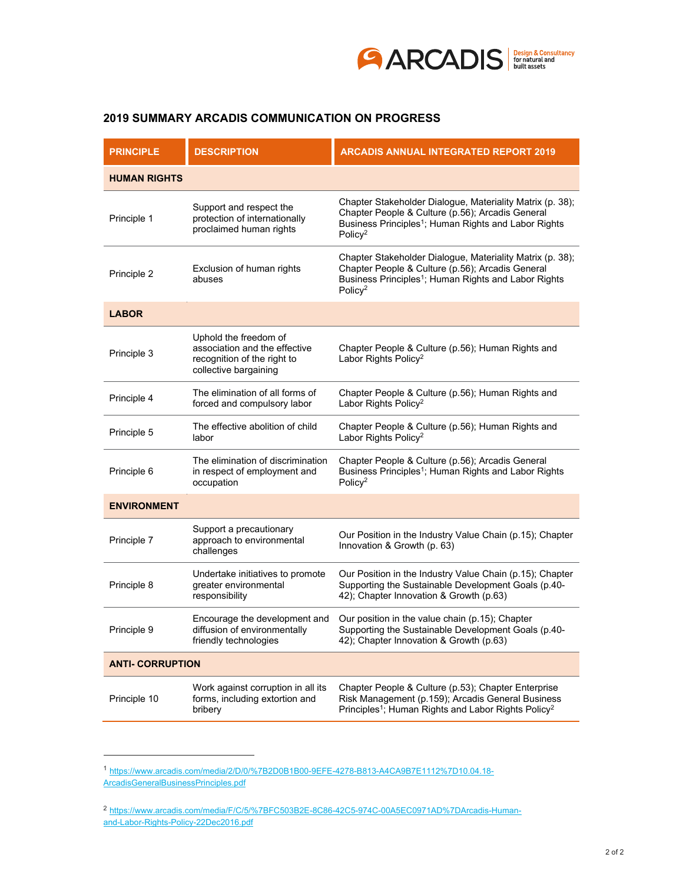## 2019 SUMMARY ARCADIS COMMUNICATION ON PROGRESS

| PRINCIPLE | DESCRIPTION | ARCADIS ANNUAL INTEGRATED REPORT 2019 |
|---|---|---|
| **HUMAN RIGHTS** | | |
| Principle 1 | Support and respect the protection of internationally proclaimed human rights | Chapter Stakeholder Dialogue, Materiality Matrix (p. 38); Chapter People & Culture (p.56); Arcadis General Business Principles[1]; Human Rights and Labor Rights Policy[2] |
| Principle 2 | Exclusion of human rights abuses | Chapter Stakeholder Dialogue, Materiality Matrix (p. 38); Chapter People & Culture (p.56); Arcadis General Business Principles[1]; Human Rights and Labor Rights Policy[2] |
| **LABOR** | | |
| Principle 3 | Uphold the freedom of association and the effective recognition of the right to collective bargaining | Chapter People & Culture (p.56); Human Rights and Labor Rights Policy[2] |
| Principle 4 | The elimination of all forms of forced and compulsory labor | Chapter People & Culture (p.56); Human Rights and Labor Rights Policy[2] |
| Principle 5 | The effective abolition of child labor | Chapter People & Culture (p.56); Human Rights and Labor Rights Policy[2] |
| Principle 6 | The elimination of discrimination in respect of employment and occupation | Chapter People & Culture (p.56); Arcadis General Business Principles[1]; Human Rights and Labor Rights Policy[2] |
| **ENVIRONMENT** | | |
| Principle 7 | Support a precautionary approach to environmental challenges | Our Position in the Industry Value Chain (p.15); Chapter Innovation & Growth (p. 63) |
| Principle 8 | Undertake initiatives to promote greater environmental responsibility | Our Position in the Industry Value Chain (p.15); Chapter Supporting the Sustainable Development Goals (p.40-42); Chapter Innovation & Growth (p.63) |
| Principle 9 | Encourage the development and diffusion of environmentally friendly technologies | Our position in the value chain (p.15); Chapter Supporting the Sustainable Development Goals (p.40-42); Chapter Innovation & Growth (p.63) |
| **ANTI- CORRUPTION** | | |
| Principle 10 | Work against corruption in all its forms, including extortion and bribery | Chapter People & Culture (p.53); Chapter Enterprise Risk Management (p.159); Arcadis General Business Principles[1]; Human Rights and Labor Rights Policy[2] |

[1] https://www.arcadis.com/media/2/D/0/%7B2D0B1B00-9EFE-4278-B813-A4CA9B7E1112%7D10.04.18-ArcadisGeneralBusinessPrinciples.pdf

[2] https://www.arcadis.com/media/F/C/5/%7BFC503B2E-8C86-42C5-974C-00A5EC0971AD%7DArcadis-Human-and-Labor-Rights-Policy-22Dec2016.pdf